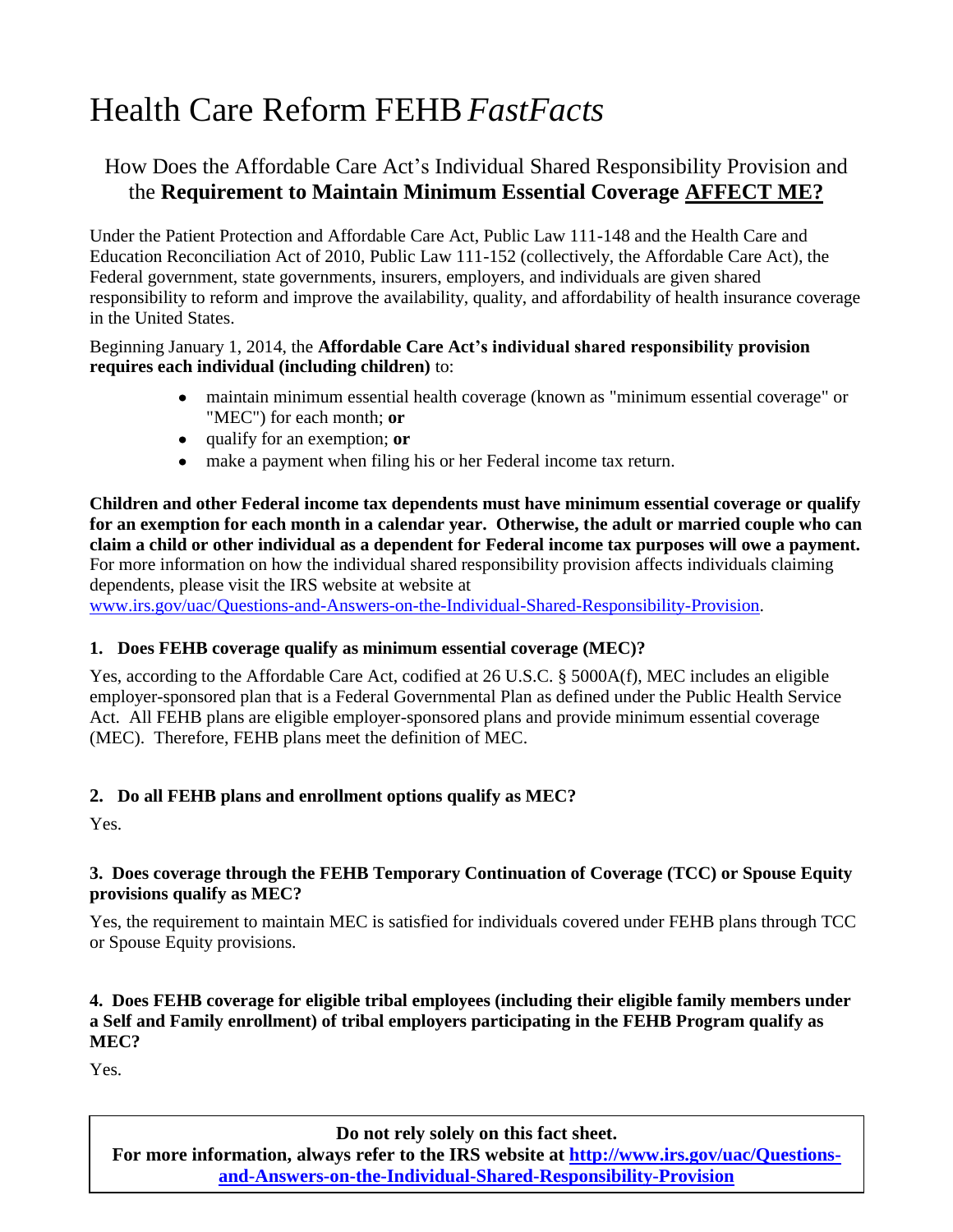# Health Care Reform FEHB *FastFacts*

## How Does the Affordable Care Act's Individual Shared Responsibility Provision and the **Requirement to Maintain Minimum Essential Coverage AFFECT ME?**

Under the Patient Protection and Affordable Care Act, Public Law 111-148 and the Health Care and Education Reconciliation Act of 2010, Public Law 111-152 (collectively, the Affordable Care Act), the Federal government, state governments, insurers, employers, and individuals are given shared responsibility to reform and improve the availability, quality, and affordability of health insurance coverage in the United States.

Beginning January 1, 2014, the **Affordable Care Act's individual shared responsibility provision requires each individual (including children)** to:

- maintain minimum essential health coverage (known as "minimum essential coverage" or "MEC") for each month; **or**
- qualify for an exemption; **or**
- make a payment when filing his or her Federal income tax return.

**Children and other Federal income tax dependents must have minimum essential coverage or qualify for an exemption for each month in a calendar year. Otherwise, the adult or married couple who can claim a child or other individual as a dependent for Federal income tax purposes will owe a payment.** For more information on how the individual shared responsibility provision affects individuals claiming dependents, please visit the IRS website at website at www.irs.gov/uac/Questions-and-Answers-on-the-Individual-Shared-Responsibility-Provision.

### 1. Does FEHB coverage qualify as minimum essential coverage (MEC)?

Yes, according to the Affordable Care Act, codified at 26 U.S.C. § 5000A(f), MEC includes an eligible employer-sponsored plan that is a Federal Governmental Plan as defined under the Public Health Service Act. All FEHB plans are eligible employer-sponsored plans and provide minimum essential coverage (MEC). Therefore, FEHB plans meet the definition of MEC.

### 2. Do all FEHB plans and enrollment options qualify as MEC?

Yes.

### 3. Does coverage through the FEHB Temporary Continuation of Coverage (TCC) or Spouse Equity provisions qualify as MEC?

Yes, the requirement to maintain MEC is satisfied for individuals covered under FEHB plans through TCC or Spouse Equity provisions.

### 4. Does FEHB coverage for eligible tribal employees (including their eligible family members under a Self and Family enrollment) of tribal employers participating in the FEHB Program qualify as MEC?

Yes.

**Do not rely solely on this fact sheet.**
**For more information, always refer to the IRS website at http://www.irs.gov/uac/Questions-and-Answers-on-the-Individual-Shared-Responsibility-Provision**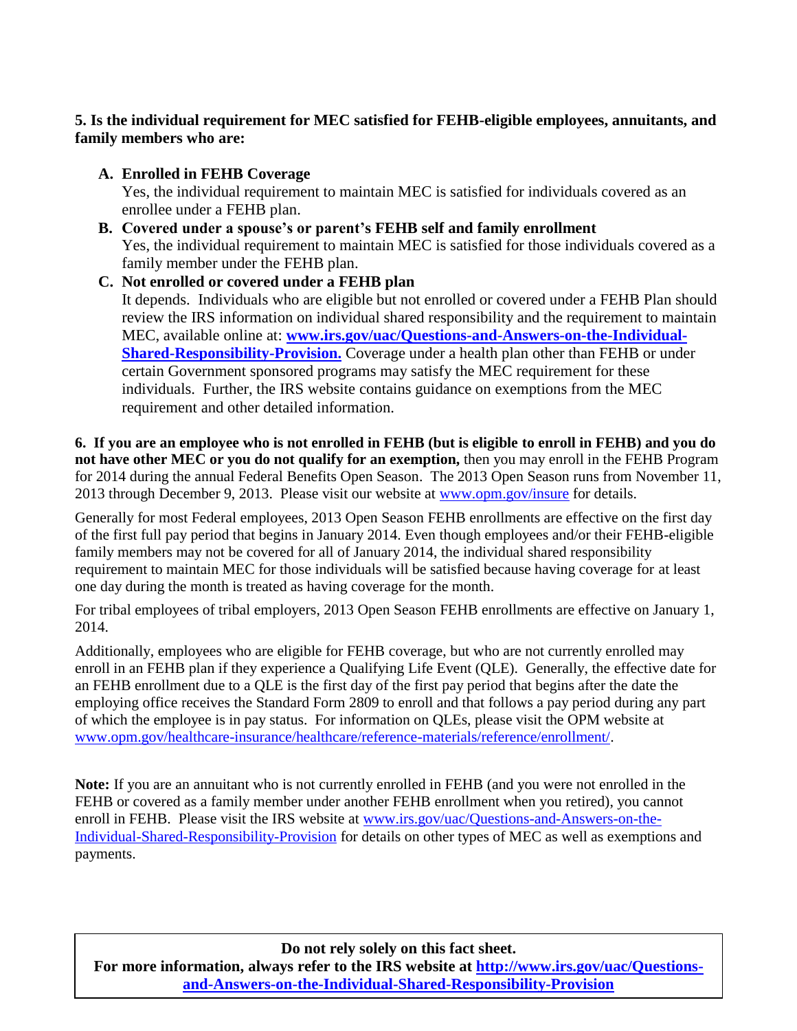**5. Is the individual requirement for MEC satisfied for FEHB-eligible employees, annuitants, and family members who are:**

**A. Enrolled in FEHB Coverage**
Yes, the individual requirement to maintain MEC is satisfied for individuals covered as an enrollee under a FEHB plan.

**B. Covered under a spouse's or parent's FEHB self and family enrollment**
Yes, the individual requirement to maintain MEC is satisfied for those individuals covered as a family member under the FEHB plan.

**C. Not enrolled or covered under a FEHB plan**
It depends. Individuals who are eligible but not enrolled or covered under a FEHB Plan should review the IRS information on individual shared responsibility and the requirement to maintain MEC, available online at: **www.irs.gov/uac/Questions-and-Answers-on-the-Individual-Shared-Responsibility-Provision.** Coverage under a health plan other than FEHB or under certain Government sponsored programs may satisfy the MEC requirement for these individuals. Further, the IRS website contains guidance on exemptions from the MEC requirement and other detailed information.

**6. If you are an employee who is not enrolled in FEHB (but is eligible to enroll in FEHB) and you do not have other MEC or you do not qualify for an exemption,** then you may enroll in the FEHB Program for 2014 during the annual Federal Benefits Open Season. The 2013 Open Season runs from November 11, 2013 through December 9, 2013. Please visit our website at www.opm.gov/insure for details.

Generally for most Federal employees, 2013 Open Season FEHB enrollments are effective on the first day of the first full pay period that begins in January 2014. Even though employees and/or their FEHB-eligible family members may not be covered for all of January 2014, the individual shared responsibility requirement to maintain MEC for those individuals will be satisfied because having coverage for at least one day during the month is treated as having coverage for the month.

For tribal employees of tribal employers, 2013 Open Season FEHB enrollments are effective on January 1, 2014.

Additionally, employees who are eligible for FEHB coverage, but who are not currently enrolled may enroll in an FEHB plan if they experience a Qualifying Life Event (QLE). Generally, the effective date for an FEHB enrollment due to a QLE is the first day of the first pay period that begins after the date the employing office receives the Standard Form 2809 to enroll and that follows a pay period during any part of which the employee is in pay status. For information on QLEs, please visit the OPM website at www.opm.gov/healthcare-insurance/healthcare/reference-materials/reference/enrollment/.

**Note:** If you are an annuitant who is not currently enrolled in FEHB (and you were not enrolled in the FEHB or covered as a family member under another FEHB enrollment when you retired), you cannot enroll in FEHB. Please visit the IRS website at www.irs.gov/uac/Questions-and-Answers-on-the-Individual-Shared-Responsibility-Provision for details on other types of MEC as well as exemptions and payments.

**Do not rely solely on this fact sheet.**
**For more information, always refer to the IRS website at http://www.irs.gov/uac/Questions-and-Answers-on-the-Individual-Shared-Responsibility-Provision**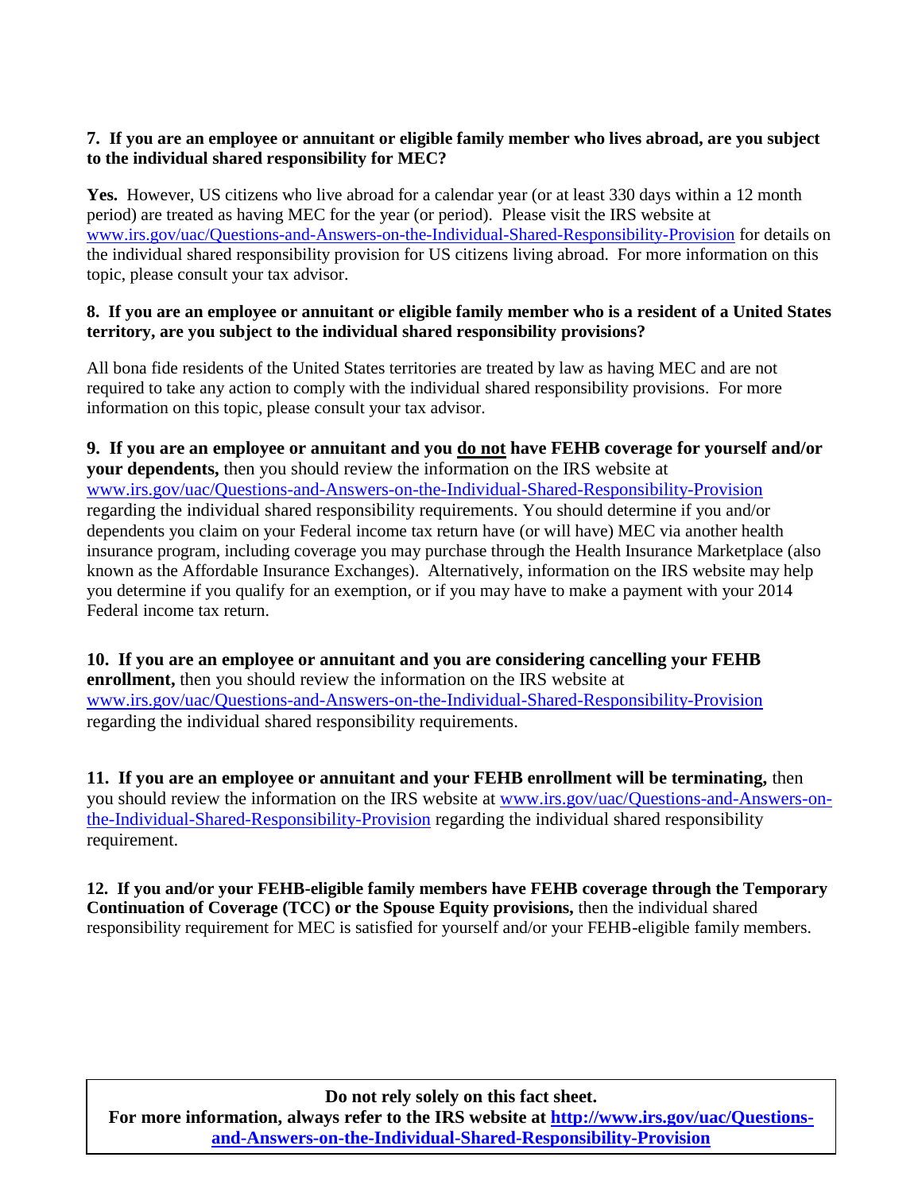**7. If you are an employee or annuitant or eligible family member who lives abroad, are you subject to the individual shared responsibility for MEC?**

**Yes.** However, US citizens who live abroad for a calendar year (or at least 330 days within a 12 month period) are treated as having MEC for the year (or period). Please visit the IRS website at www.irs.gov/uac/Questions-and-Answers-on-the-Individual-Shared-Responsibility-Provision for details on the individual shared responsibility provision for US citizens living abroad. For more information on this topic, please consult your tax advisor.

**8. If you are an employee or annuitant or eligible family member who is a resident of a United States territory, are you subject to the individual shared responsibility provisions?**

All bona fide residents of the United States territories are treated by law as having MEC and are not required to take any action to comply with the individual shared responsibility provisions. For more information on this topic, please consult your tax advisor.

**9. If you are an employee or annuitant and you do not have FEHB coverage for yourself and/or your dependents,** then you should review the information on the IRS website at www.irs.gov/uac/Questions-and-Answers-on-the-Individual-Shared-Responsibility-Provision regarding the individual shared responsibility requirements. You should determine if you and/or dependents you claim on your Federal income tax return have (or will have) MEC via another health insurance program, including coverage you may purchase through the Health Insurance Marketplace (also known as the Affordable Insurance Exchanges). Alternatively, information on the IRS website may help you determine if you qualify for an exemption, or if you may have to make a payment with your 2014 Federal income tax return.

**10. If you are an employee or annuitant and you are considering cancelling your FEHB enrollment,** then you should review the information on the IRS website at www.irs.gov/uac/Questions-and-Answers-on-the-Individual-Shared-Responsibility-Provision regarding the individual shared responsibility requirements.

**11. If you are an employee or annuitant and your FEHB enrollment will be terminating,** then you should review the information on the IRS website at www.irs.gov/uac/Questions-and-Answers-on-the-Individual-Shared-Responsibility-Provision regarding the individual shared responsibility requirement.

**12. If you and/or your FEHB-eligible family members have FEHB coverage through the Temporary Continuation of Coverage (TCC) or the Spouse Equity provisions,** then the individual shared responsibility requirement for MEC is satisfied for yourself and/or your FEHB-eligible family members.

**Do not rely solely on this fact sheet.**
**For more information, always refer to the IRS website at http://www.irs.gov/uac/Questions-and-Answers-on-the-Individual-Shared-Responsibility-Provision**